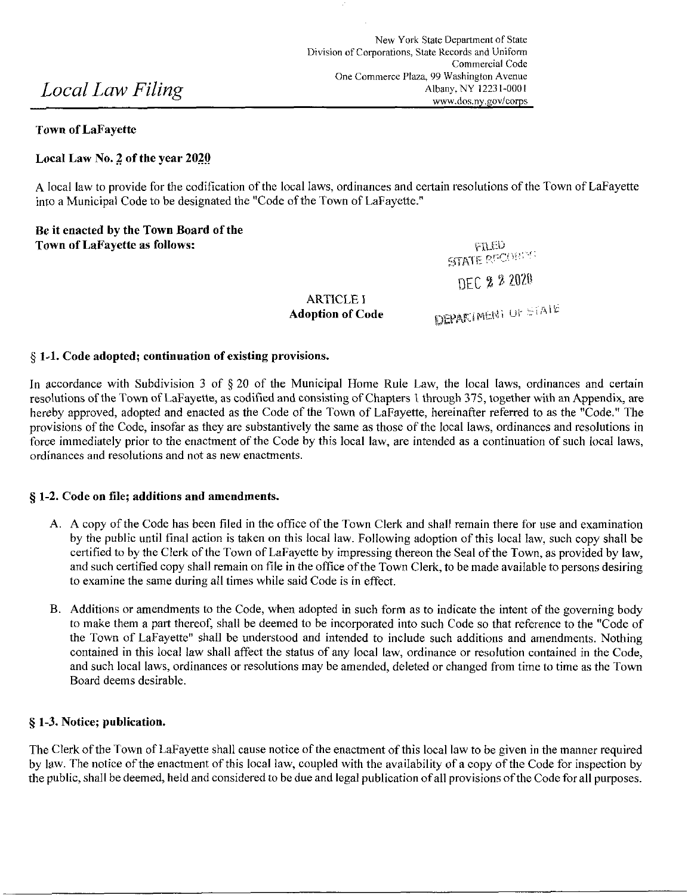# *Local Law Filing*

New York State Department of State
Division of Corporations, State Records and Uniform Commercial Code
One Commerce Plaza, 99 Washington Avenue
Albany, NY 12231-0001
www.dos.ny.gov/corps

**Town of LaFayette**

**Local Law No. 2 of the year 2020**

A local law to provide for the codification of the local laws, ordinances and certain resolutions of the Town of LaFayette into a Municipal Code to be designated the "Code of the Town of LaFayette."

**Be it enacted by the Town Board of the Town of LaFayette as follows:**

FILED
STATE RECORDS
DEC 22 2020
DEPARTMENT OF STATE

## ARTICLE I
## Adoption of Code

### § 1-1. Code adopted; continuation of existing provisions.

In accordance with Subdivision 3 of § 20 of the Municipal Home Rule Law, the local laws, ordinances and certain resolutions of the Town of LaFayette, as codified and consisting of Chapters 1 through 375, together with an Appendix, are hereby approved, adopted and enacted as the Code of the Town of LaFayette, hereinafter referred to as the "Code." The provisions of the Code, insofar as they are substantively the same as those of the local laws, ordinances and resolutions in force immediately prior to the enactment of the Code by this local law, are intended as a continuation of such local laws, ordinances and resolutions and not as new enactments.

### § 1-2. Code on file; additions and amendments.

A. A copy of the Code has been filed in the office of the Town Clerk and shall remain there for use and examination by the public until final action is taken on this local law. Following adoption of this local law, such copy shall be certified to by the Clerk of the Town of LaFayette by impressing thereon the Seal of the Town, as provided by law, and such certified copy shall remain on file in the office of the Town Clerk, to be made available to persons desiring to examine the same during all times while said Code is in effect.

B. Additions or amendments to the Code, when adopted in such form as to indicate the intent of the governing body to make them a part thereof, shall be deemed to be incorporated into such Code so that reference to the "Code of the Town of LaFayette" shall be understood and intended to include such additions and amendments. Nothing contained in this local law shall affect the status of any local law, ordinance or resolution contained in the Code, and such local laws, ordinances or resolutions may be amended, deleted or changed from time to time as the Town Board deems desirable.

### § 1-3. Notice; publication.

The Clerk of the Town of LaFayette shall cause notice of the enactment of this local law to be given in the manner required by law. The notice of the enactment of this local law, coupled with the availability of a copy of the Code for inspection by the public, shall be deemed, held and considered to be due and legal publication of all provisions of the Code for all purposes.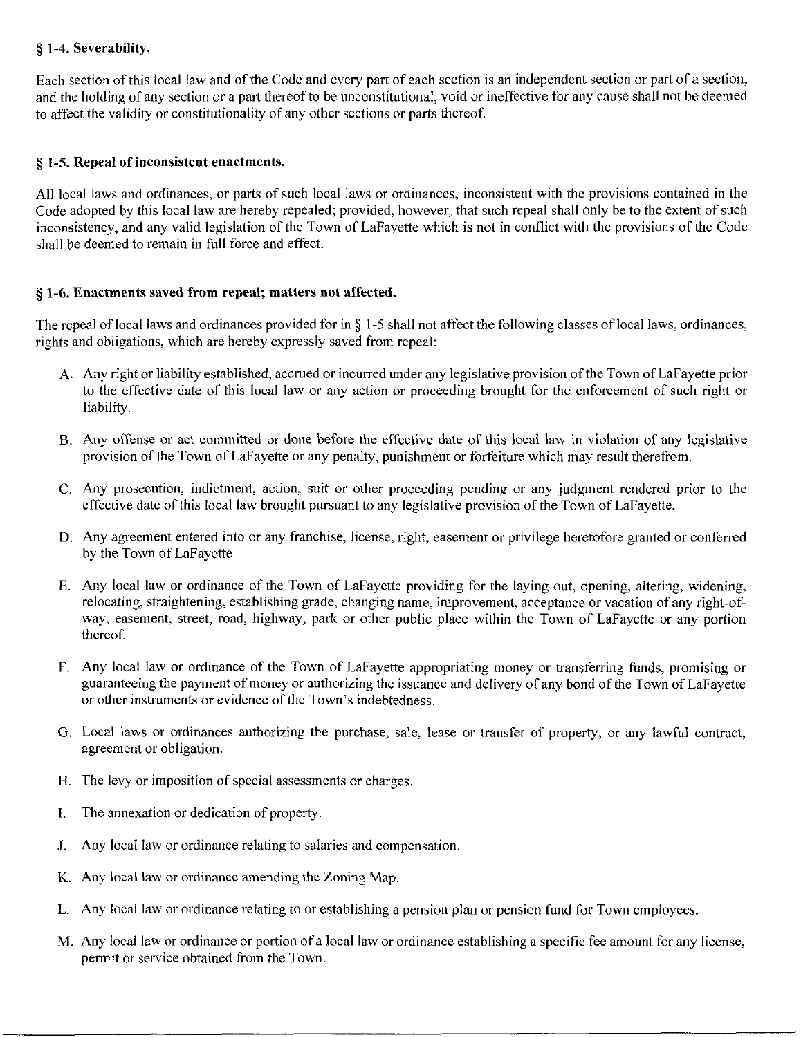### § 1-4. Severability.

Each section of this local law and of the Code and every part of each section is an independent section or part of a section, and the holding of any section or a part thereof to be unconstitutional, void or ineffective for any cause shall not be deemed to affect the validity or constitutionality of any other sections or parts thereof.

### § 1-5. Repeal of inconsistent enactments.

All local laws and ordinances, or parts of such local laws or ordinances, inconsistent with the provisions contained in the Code adopted by this local law are hereby repealed; provided, however, that such repeal shall only be to the extent of such inconsistency, and any valid legislation of the Town of LaFayette which is not in conflict with the provisions of the Code shall be deemed to remain in full force and effect.

### § 1-6. Enactments saved from repeal; matters not affected.

The repeal of local laws and ordinances provided for in § 1-5 shall not affect the following classes of local laws, ordinances, rights and obligations, which are hereby expressly saved from repeal:

A. Any right or liability established, accrued or incurred under any legislative provision of the Town of LaFayette prior to the effective date of this local law or any action or proceeding brought for the enforcement of such right or liability.

B. Any offense or act committed or done before the effective date of this local law in violation of any legislative provision of the Town of LaFayette or any penalty, punishment or forfeiture which may result therefrom.

C. Any prosecution, indictment, action, suit or other proceeding pending or any judgment rendered prior to the effective date of this local law brought pursuant to any legislative provision of the Town of LaFayette.

D. Any agreement entered into or any franchise, license, right, easement or privilege heretofore granted or conferred by the Town of LaFayette.

E. Any local law or ordinance of the Town of LaFayette providing for the laying out, opening, altering, widening, relocating, straightening, establishing grade, changing name, improvement, acceptance or vacation of any right-of-way, easement, street, road, highway, park or other public place within the Town of LaFayette or any portion thereof.

F. Any local law or ordinance of the Town of LaFayette appropriating money or transferring funds, promising or guaranteeing the payment of money or authorizing the issuance and delivery of any bond of the Town of LaFayette or other instruments or evidence of the Town's indebtedness.

G. Local laws or ordinances authorizing the purchase, sale, lease or transfer of property, or any lawful contract, agreement or obligation.

H. The levy or imposition of special assessments or charges.

I. The annexation or dedication of property.

J. Any local law or ordinance relating to salaries and compensation.

K. Any local law or ordinance amending the Zoning Map.

L. Any local law or ordinance relating to or establishing a pension plan or pension fund for Town employees.

M. Any local law or ordinance or portion of a local law or ordinance establishing a specific fee amount for any license, permit or service obtained from the Town.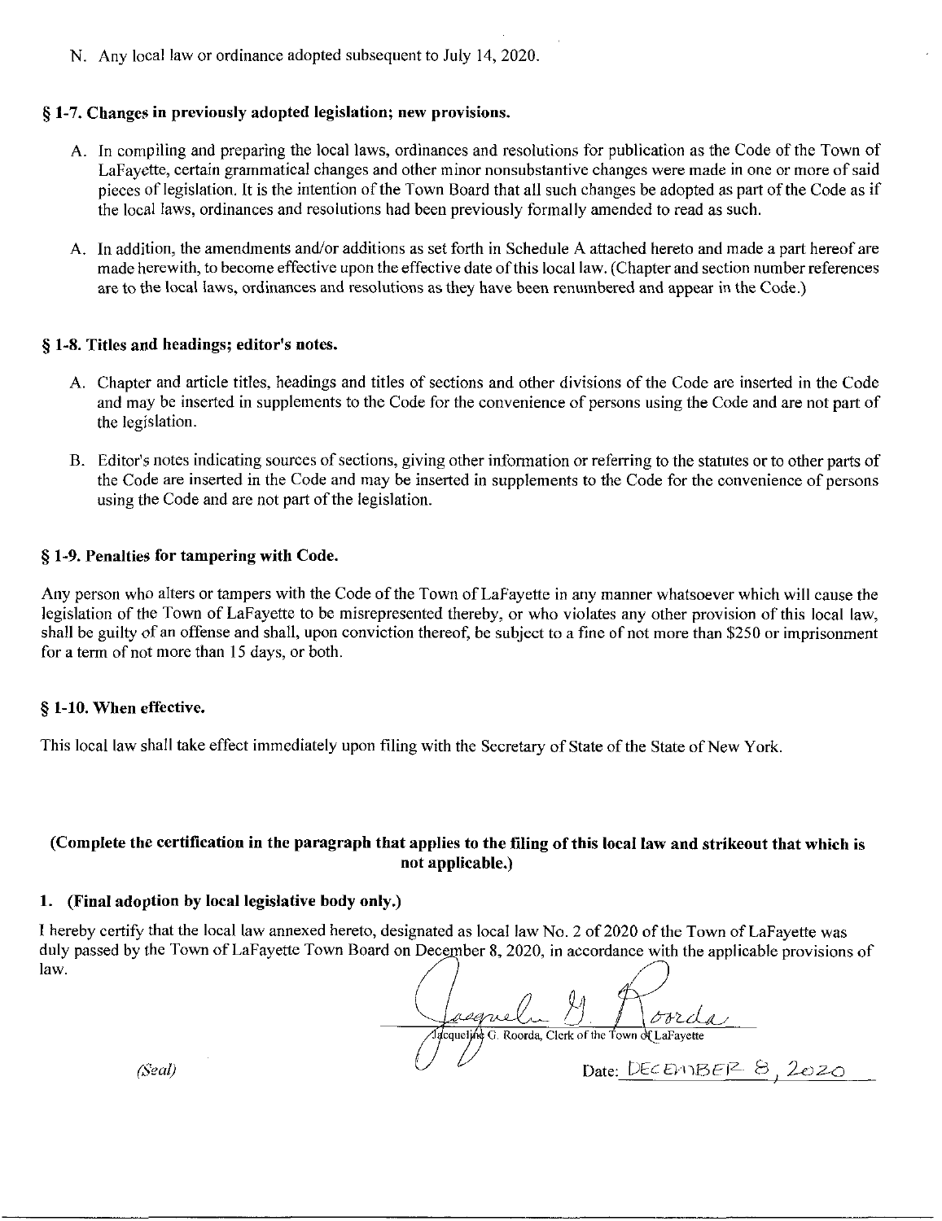N. Any local law or ordinance adopted subsequent to July 14, 2020.

### § 1-7. Changes in previously adopted legislation; new provisions.

A. In compiling and preparing the local laws, ordinances and resolutions for publication as the Code of the Town of LaFayette, certain grammatical changes and other minor nonsubstantive changes were made in one or more of said pieces of legislation. It is the intention of the Town Board that all such changes be adopted as part of the Code as if the local laws, ordinances and resolutions had been previously formally amended to read as such.

A. In addition, the amendments and/or additions as set forth in Schedule A attached hereto and made a part hereof are made herewith, to become effective upon the effective date of this local law. (Chapter and section number references are to the local laws, ordinances and resolutions as they have been renumbered and appear in the Code.)

### § 1-8. Titles and headings; editor's notes.

A. Chapter and article titles, headings and titles of sections and other divisions of the Code are inserted in the Code and may be inserted in supplements to the Code for the convenience of persons using the Code and are not part of the legislation.

B. Editor's notes indicating sources of sections, giving other information or referring to the statutes or to other parts of the Code are inserted in the Code and may be inserted in supplements to the Code for the convenience of persons using the Code and are not part of the legislation.

### § 1-9. Penalties for tampering with Code.

Any person who alters or tampers with the Code of the Town of LaFayette in any manner whatsoever which will cause the legislation of the Town of LaFayette to be misrepresented thereby, or who violates any other provision of this local law, shall be guilty of an offense and shall, upon conviction thereof, be subject to a fine of not more than $250 or imprisonment for a term of not more than 15 days, or both.

### § 1-10. When effective.

This local law shall take effect immediately upon filing with the Secretary of State of the State of New York.

**(Complete the certification in the paragraph that applies to the filing of this local law and strikeout that which is not applicable.)**

**1. (Final adoption by local legislative body only.)**

I hereby certify that the local law annexed hereto, designated as local law No. 2 of 2020 of the Town of LaFayette was duly passed by the Town of LaFayette Town Board on December 8, 2020, in accordance with the applicable provisions of law.

Jacqueline G. Roorda, Clerk of the Town of LaFayette

*(Seal)*

Date: DECEMBER 8, 2020